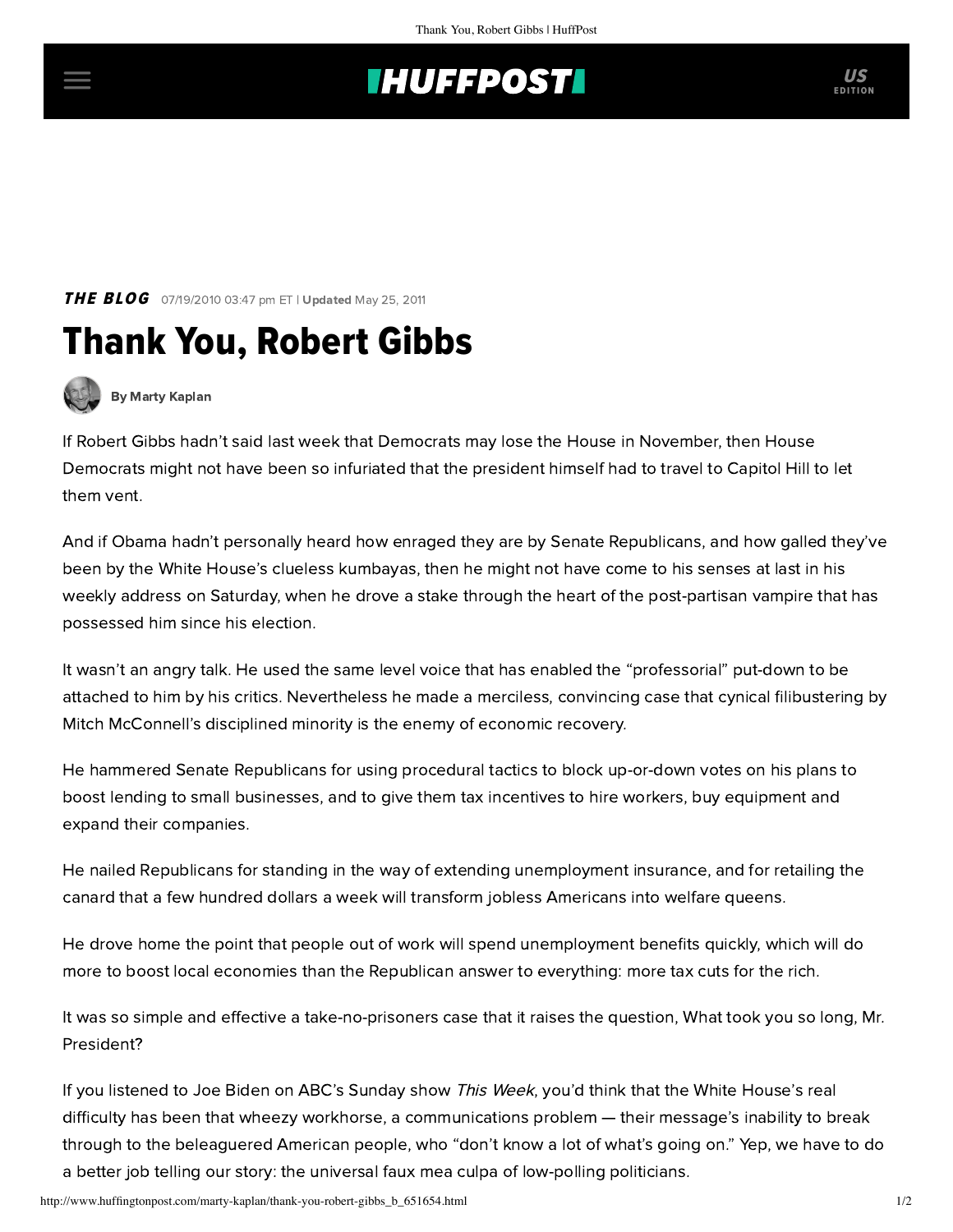**THE BLOG** 07/19/2010 03:47 pm ET | **Updated** May 25, 2011

# Thank You, Robert Gibbs

By Marty Kaplan

If Robert Gibbs hadn't said last week that Democrats may lose the House in November, then House Democrats might not have been so infuriated that the president himself had to travel to Capitol Hill to let them vent.

And if Obama hadn't personally heard how enraged they are by Senate Republicans, and how galled they've been by the White House's clueless kumbayas, then he might not have come to his senses at last in his weekly address on Saturday, when he drove a stake through the heart of the post-partisan vampire that has possessed him since his election.

It wasn't an angry talk. He used the same level voice that has enabled the "professorial" put-down to be attached to him by his critics. Nevertheless he made a merciless, convincing case that cynical filibustering by Mitch McConnell's disciplined minority is the enemy of economic recovery.

He hammered Senate Republicans for using procedural tactics to block up-or-down votes on his plans to boost lending to small businesses, and to give them tax incentives to hire workers, buy equipment and expand their companies.

He nailed Republicans for standing in the way of extending unemployment insurance, and for retailing the canard that a few hundred dollars a week will transform jobless Americans into welfare queens.

He drove home the point that people out of work will spend unemployment benefits quickly, which will do more to boost local economies than the Republican answer to everything: more tax cuts for the rich.

It was so simple and effective a take-no-prisoners case that it raises the question, What took you so long, Mr. President?

If you listened to Joe Biden on ABC's Sunday show *This Week*, you'd think that the White House's real difficulty has been that wheezy workhorse, a communications problem — their message's inability to break through to the beleaguered American people, who "don't know a lot of what's going on." Yep, we have to do a better job telling our story: the universal faux mea culpa of low-polling politicians.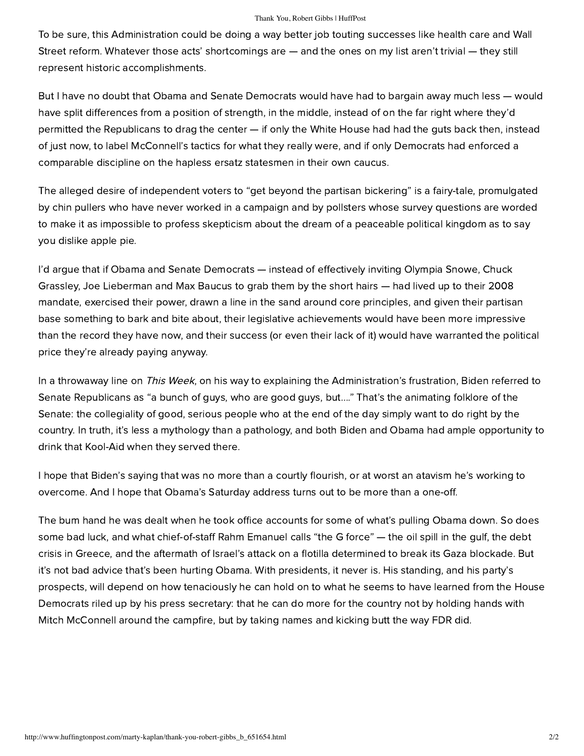To be sure, this Administration could be doing a way better job touting successes like health care and Wall Street reform. Whatever those acts' shortcomings are — and the ones on my list aren't trivial — they still represent historic accomplishments.

But I have no doubt that Obama and Senate Democrats would have had to bargain away much less — would have split differences from a position of strength, in the middle, instead of on the far right where they'd permitted the Republicans to drag the center — if only the White House had had the guts back then, instead of just now, to label McConnell's tactics for what they really were, and if only Democrats had enforced a comparable discipline on the hapless ersatz statesmen in their own caucus.

The alleged desire of independent voters to "get beyond the partisan bickering" is a fairy-tale, promulgated by chin pullers who have never worked in a campaign and by pollsters whose survey questions are worded to make it as impossible to profess skepticism about the dream of a peaceable political kingdom as to say you dislike apple pie.

I'd argue that if Obama and Senate Democrats — instead of effectively inviting Olympia Snowe, Chuck Grassley, Joe Lieberman and Max Baucus to grab them by the short hairs — had lived up to their 2008 mandate, exercised their power, drawn a line in the sand around core principles, and given their partisan base something to bark and bite about, their legislative achievements would have been more impressive than the record they have now, and their success (or even their lack of it) would have warranted the political price they're already paying anyway.

In a throwaway line on *This Week*, on his way to explaining the Administration's frustration, Biden referred to Senate Republicans as "a bunch of guys, who are good guys, but...." That's the animating folklore of the Senate: the collegiality of good, serious people who at the end of the day simply want to do right by the country. In truth, it's less a mythology than a pathology, and both Biden and Obama had ample opportunity to drink that Kool-Aid when they served there.

I hope that Biden's saying that was no more than a courtly flourish, or at worst an atavism he's working to overcome. And I hope that Obama's Saturday address turns out to be more than a one-off.

The bum hand he was dealt when he took office accounts for some of what's pulling Obama down. So does some bad luck, and what chief-of-staff Rahm Emanuel calls "the G force" — the oil spill in the gulf, the debt crisis in Greece, and the aftermath of Israel's attack on a flotilla determined to break its Gaza blockade. But it's not bad advice that's been hurting Obama. With presidents, it never is. His standing, and his party's prospects, will depend on how tenaciously he can hold on to what he seems to have learned from the House Democrats riled up by his press secretary: that he can do more for the country not by holding hands with Mitch McConnell around the campfire, but by taking names and kicking butt the way FDR did.